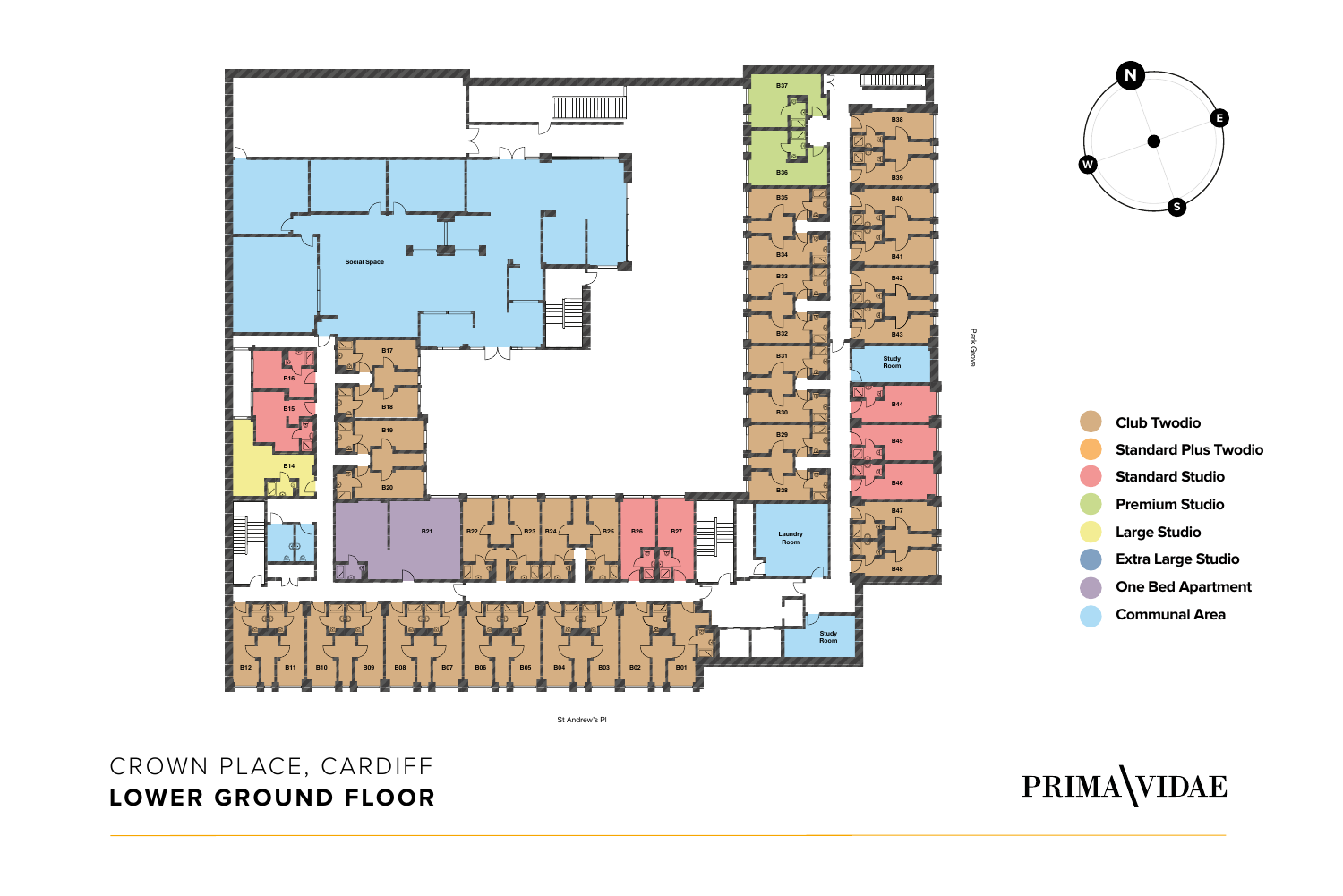# CROWN PLACE, CARDIFF

## LOWER GROUND FLOOR

- Club Twodio
- Standard Plus Twodio
- Standard Studio
- Premium Studio
- Large Studio
- Extra Large Studio
- One Bed Apartment
- Communal Area

Social Space

B01 B02 B03 B04 B05 B06 B07 B08 B09 B10 B11 B12

B14 B15 B16 B17 B18 B19 B20 B21 B22 B23 B24 B25 B26 B27 B28 B29 B30 B31 B32 B33 B34 B35 B36 B37 B38 B39 B40 B41 B42 B43 B44 B45 B46 B47 B48

Study Room

Laundry Room

Study Room

Park Grove

St Andrew's Pl

N E S W

PRIMA VIDAE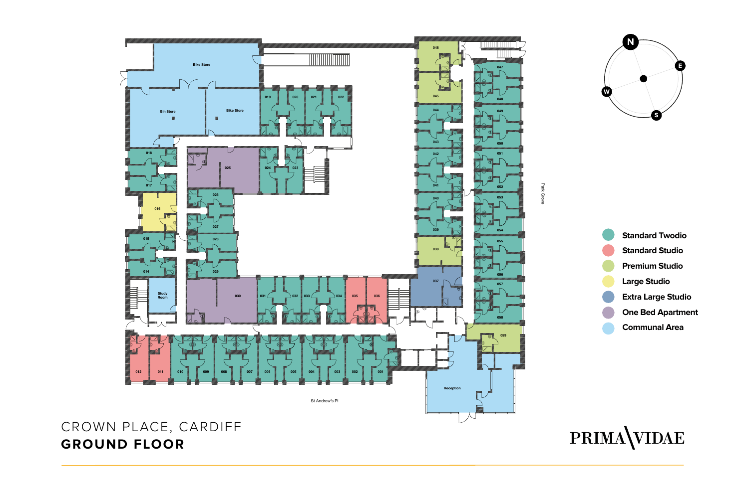# CROWN PLACE, CARDIFF

## GROUND FLOOR

- Standard Twodio
- Standard Studio
- Premium Studio
- Large Studio
- Extra Large Studio
- One Bed Apartment
- Communal Area

Bike Store

Bin Store

Bike Store

Study Room

Reception

St Andrew's Pl

Park Grove

001 002 003 004 005 006 007 008 009 010 011 012 014 015 016 017 018 019 020 021 022 023 024 025 026 027 028 029 030 031 032 033 034 035 036 037 038 039 040 041 042 043 044 045 046 047 048 049 050 051 052 053 054 055 056 057 058 059

N E S W

PRIMA VIDAE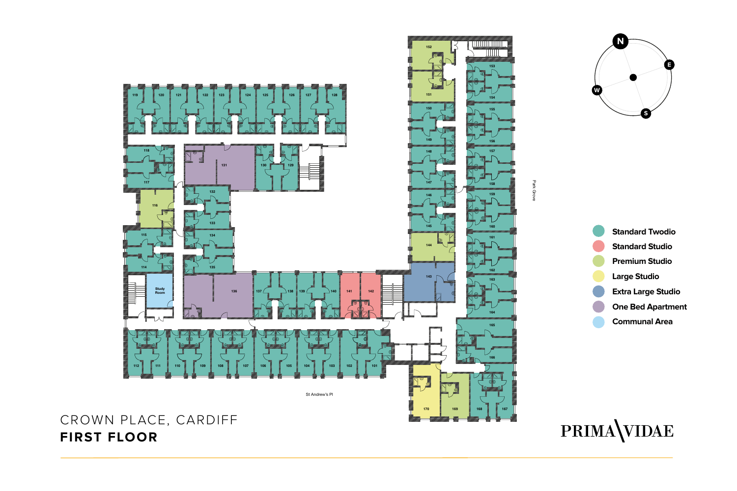# CROWN PLACE, CARDIFF

## FIRST FLOOR

- Standard Twodio
- Standard Studio
- Premium Studio
- Large Studio
- Extra Large Studio
- One Bed Apartment
- Communal Area

St Andrew's Pl

Park Grove

Study Room

119 120 121 122 123 124 125 126 127 128

118 117 116 115 114

131 130 129

132 133 134 135

136 137 138 139 140 141 142

112 111 110 109 108 107 106 105 104 103 102 101

152 151 150 149 148 147 146 145 144 143

153 154 155 156 157 158 159 160 161 162 163 164 165 166

170 169 168 167

PRIMA VIDAE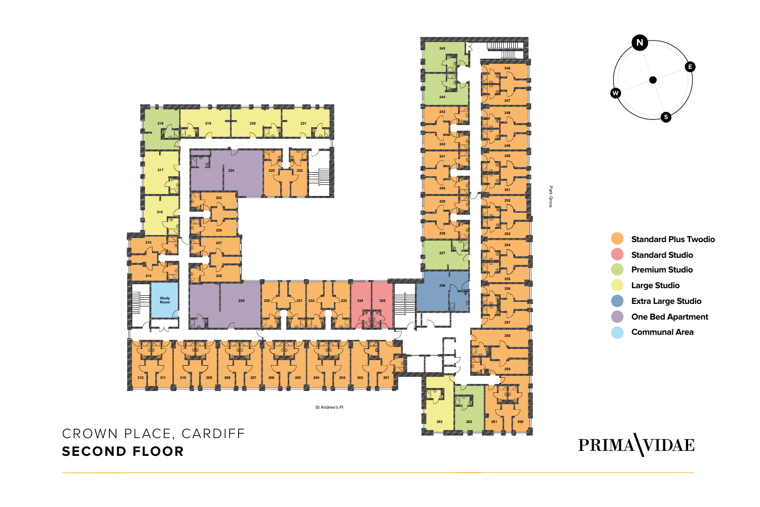# CROWN PLACE, CARDIFF

## SECOND FLOOR

- Standard Plus Twodio
- Standard Studio
- Premium Studio
- Large Studio
- Extra Large Studio
- One Bed Apartment
- Communal Area

N E S W

Park Grove

St Andrew's Pl

218 219 220 221 217 216 215 214 224 223 222 225 226 227 228 229 230 231 232 233 234 235 Study Room 212 211 210 209 208 207 206 205 204 203 202 201 245 244 243 242 241 240 239 238 237 236 246 247 248 249 250 251 252 253 254 255 256 257 258 259 263 262 261 260

PRIMA VIDAE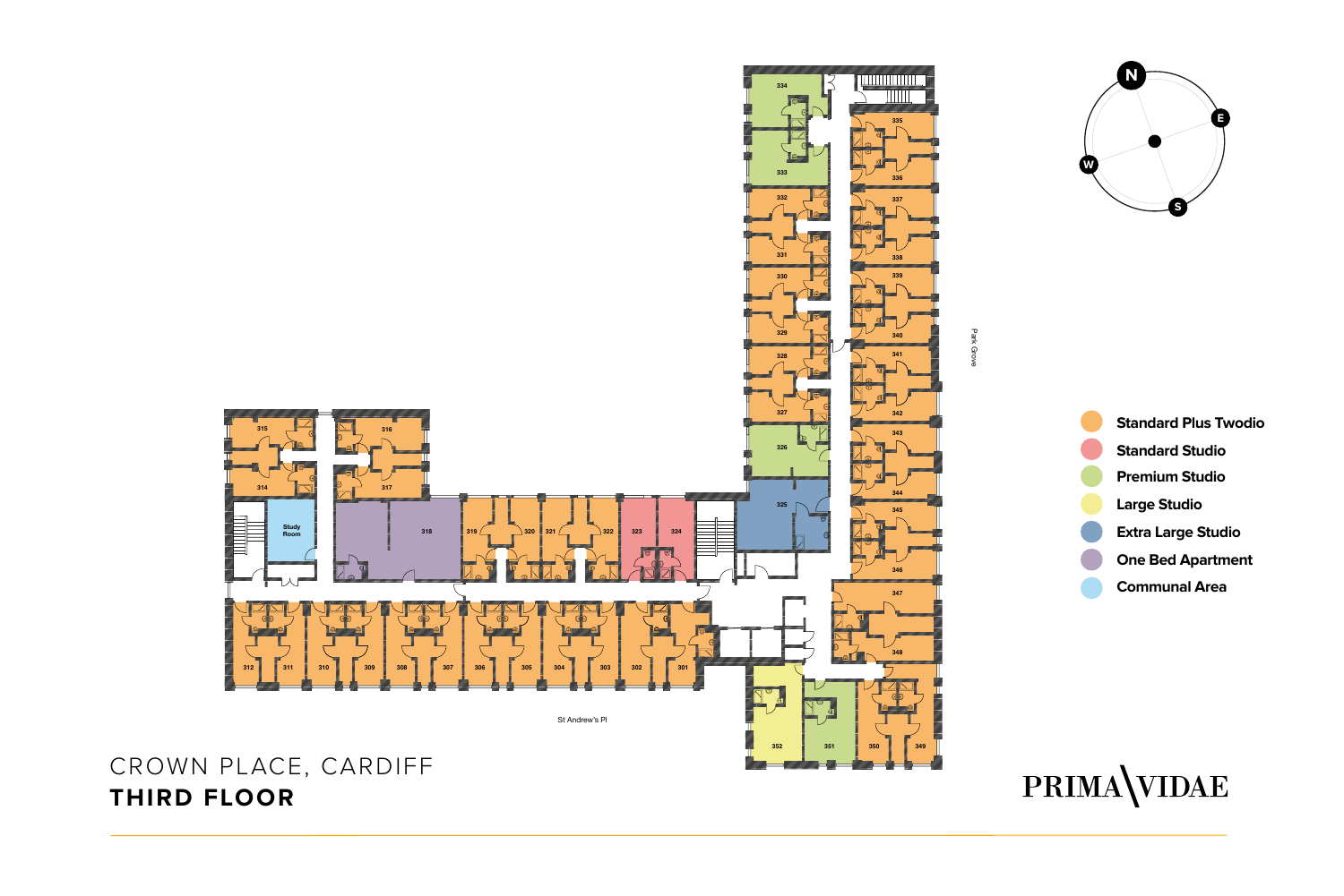# CROWN PLACE, CARDIFF

## THIRD FLOOR

- Standard Plus Twodio
- Standard Studio
- Premium Studio
- Large Studio
- Extra Large Studio
- One Bed Apartment
- Communal Area

N E S W

Park Grove

St Andrew's Pl

315 316 314 317 Study Room 318 319 320 321 322 323 324 325 326 327 328 329 330 331 332 333 334 335 336 337 338 339 340 341 342 343 344 345 346 347 348 349 350 351 352 312 311 310 309 308 307 306 305 304 303 302 301

PRIMA VIDAE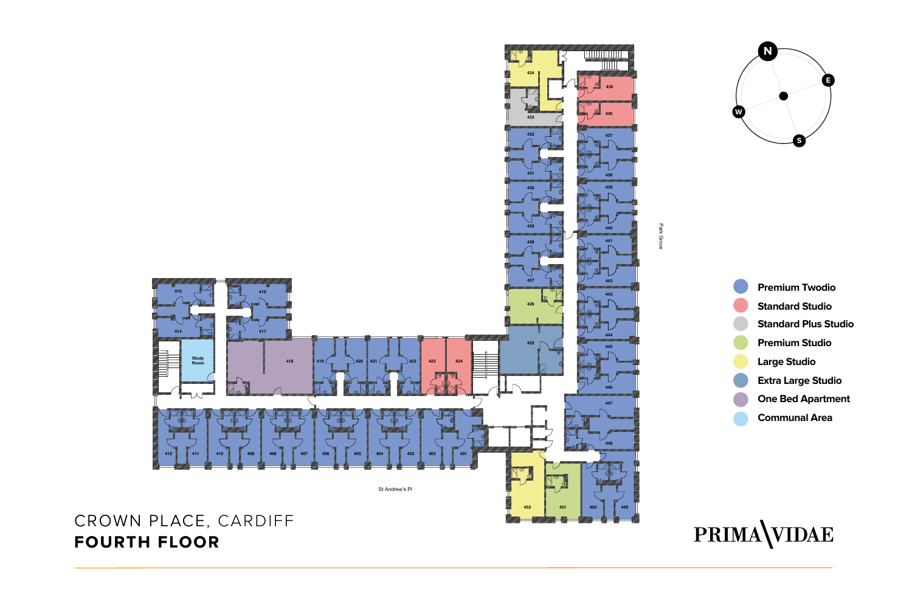# CRONW PLACE, CARDIFF

## FOURTH FLOOR

- Premium Twodio
- Standard Studio
- Standard Plus Studio
- Premium Studio
- Large Studio
- Extra Large Studio
- One Bed Apartment
- Communal Area

PRIMA VIDAE

# CROWN PLACE, CARDIFF

## FOURTH FLOOR

- Premium Twodio
- Standard Studio
- Standard Plus Studio
- Premium Studio
- Large Studio
- Extra Large Studio
- One Bed Apartment
- Communal Area

PRIMA VIDAE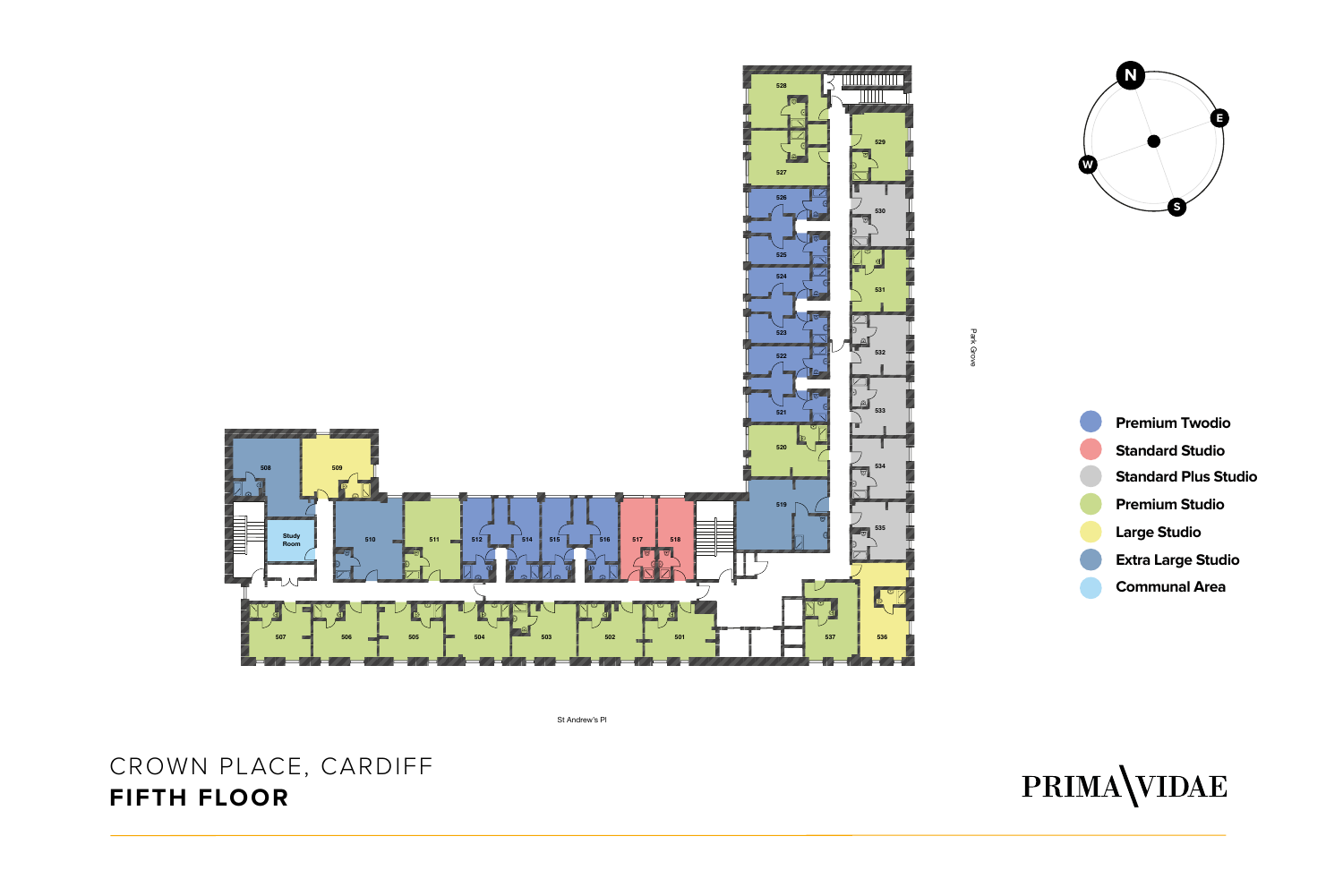# CROWN PLACE, CARDIFF

## FIFTH FLOOR

- Premium Twodio
- Standard Studio
- Standard Plus Studio
- Premium Studio
- Large Studio
- Extra Large Studio
- Communal Area

528
527
529
526
530
525
531
524
523
532
522
521
533
520
534
508
509
519
535
Study Room
510
511
512
514
515
516
517
518
536
507
506
505
504
503
502
501
537

Park Grove

St Andrew's Pl

N
E
S
W

PRIMA VIDAE